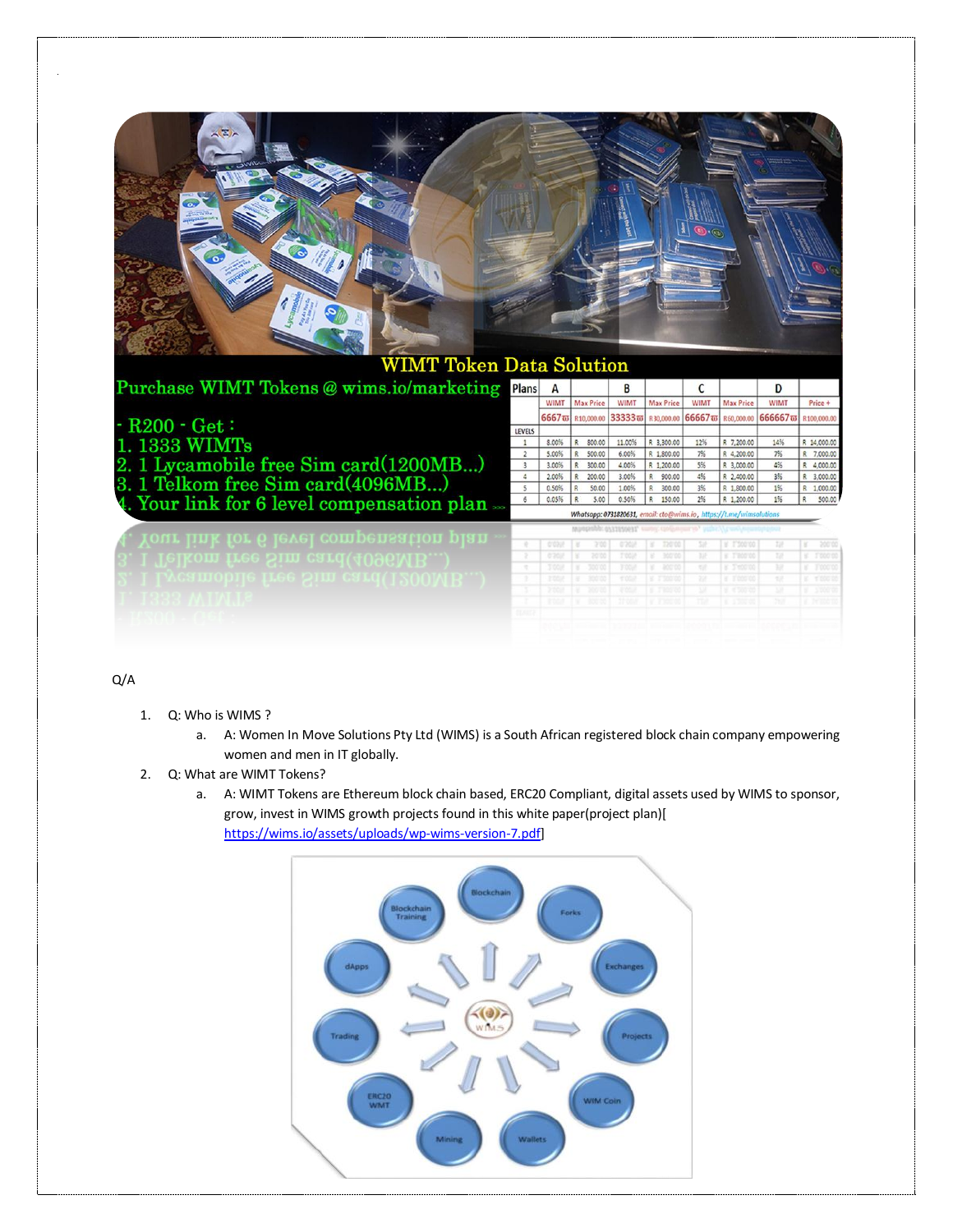WIMT Token Data Solution

Purchase WIMT Tokens @ wims.io/marketing

- R200 - Get :
1. 1333 WIMTs
2. 1 Lycamobile free Sim card(1200MB...)
3. 1 Telkom free Sim card(4096MB...)
4. Your link for 6 level compensation plan

| Plans | A | | B | | C | | D | |
|---|---|---|---|---|---|---|---|---|
| | WIMT | Max Price | WIMT | Max Price | WIMT | Max Price | WIMT | Price + |
| | 6667 | R10,000.00 | 33333 | R30,000.00 | 66667 | R60,000.00 | 666667 | R100,000.00 |
| LEVELS | | | | | | | | |
| 1 | 8.00% | R 800.00 | 11.00% | R 3,300.00 | 12% | R 7,200.00 | 14% | R 14,000.00 |
| 2 | 5.00% | R 500.00 | 6.00% | R 1,800.00 | 7% | R 4,200.00 | 7% | R 7,000.00 |
| 3 | 3.00% | R 300.00 | 4.00% | R 1,200.00 | 5% | R 3,000.00 | 4% | R 4,000.00 |
| 4 | 2.00% | R 200.00 | 3.00% | R 900.00 | 4% | R 2,400.00 | 3% | R 3,000.00 |
| 5 | 0.50% | R 50.00 | 1.00% | R 300.00 | 3% | R 1,800.00 | 1% | R 1,000.00 |
| 6 | 0.05% | R 5.00 | 0.50% | R 150.00 | 2% | R 1,200.00 | 1% | R 500.00 |

Whatsapp: 0731820631, email: cto@wims.io, https://t.me/wimsolutions

Q/A

1. Q: Who is WIMS ?
   a. A: Women In Move Solutions Pty Ltd (WIMS) is a South African registered block chain company empowering women and men in IT globally.
2. Q: What are WIMT Tokens?
   a. A: WIMT Tokens are Ethereum block chain based, ERC20 Compliant, digital assets used by WIMS to sponsor, grow, invest in WIMS growth projects found in this white paper(project plan)[ https://wims.io/assets/uploads/wp-wims-version-7.pdf]

Blockchain Training, Blockchain, Forks, Exchanges, Projects, WIM Coin, Wallets, Mining, ERC20 WMT, Trading, dApps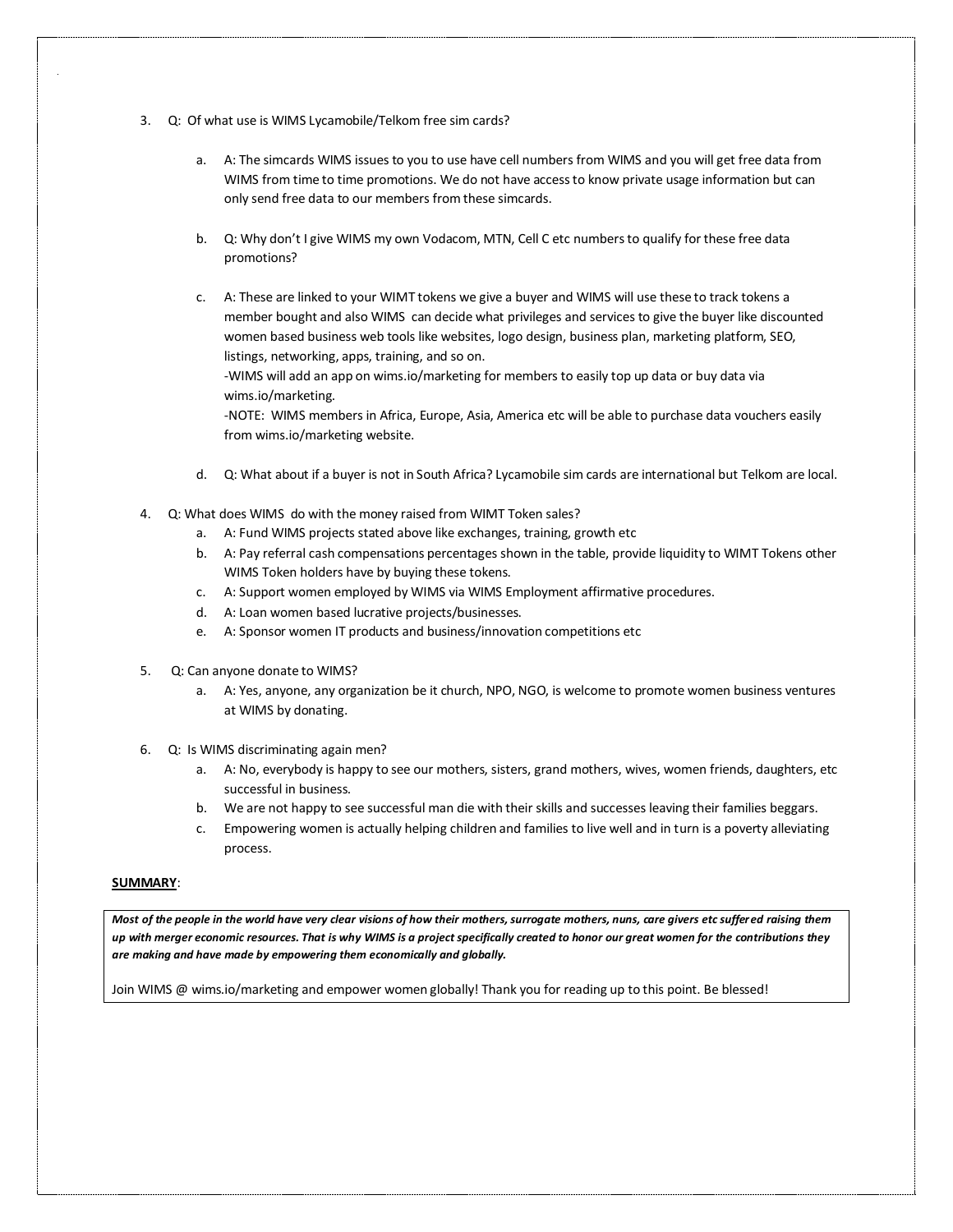3. Q: Of what use is WIMS Lycamobile/Telkom free sim cards?

    a. A: The simcards WIMS issues to you to use have cell numbers from WIMS and you will get free data from WIMS from time to time promotions. We do not have access to know private usage information but can only send free data to our members from these simcards.

    b. Q: Why don't I give WIMS my own Vodacom, MTN, Cell C etc numbers to qualify for these free data promotions?

    c. A: These are linked to your WIMT tokens we give a buyer and WIMS will use these to track tokens a member bought and also WIMS can decide what privileges and services to give the buyer like discounted women based business web tools like websites, logo design, business plan, marketing platform, SEO, listings, networking, apps, training, and so on.
       -WIMS will add an app on wims.io/marketing for members to easily top up data or buy data via wims.io/marketing.
       -NOTE: WIMS members in Africa, Europe, Asia, America etc will be able to purchase data vouchers easily from wims.io/marketing website.

    d. Q: What about if a buyer is not in South Africa? Lycamobile sim cards are international but Telkom are local.

4. Q: What does WIMS do with the money raised from WIMT Token sales?
    a. A: Fund WIMS projects stated above like exchanges, training, growth etc
    b. A: Pay referral cash compensations percentages shown in the table, provide liquidity to WIMT Tokens other WIMS Token holders have by buying these tokens.
    c. A: Support women employed by WIMS via WIMS Employment affirmative procedures.
    d. A: Loan women based lucrative projects/businesses.
    e. A: Sponsor women IT products and business/innovation competitions etc

5. Q: Can anyone donate to WIMS?
    a. A: Yes, anyone, any organization be it church, NPO, NGO, is welcome to promote women business ventures at WIMS by donating.

6. Q: Is WIMS discriminating again men?
    a. A: No, everybody is happy to see our mothers, sisters, grand mothers, wives, women friends, daughters, etc successful in business.
    b. We are not happy to see successful man die with their skills and successes leaving their families beggars.
    c. Empowering women is actually helping children and families to live well and in turn is a poverty alleviating process.

**SUMMARY**:

***Most of the people in the world have very clear visions of how their mothers, surrogate mothers, nuns, care givers etc suffered raising them up with merger economic resources. That is why WIMS is a project specifically created to honor our great women for the contributions they are making and have made by empowering them economically and globally.***

Join WIMS @ wims.io/marketing and empower women globally! Thank you for reading up to this point. Be blessed!